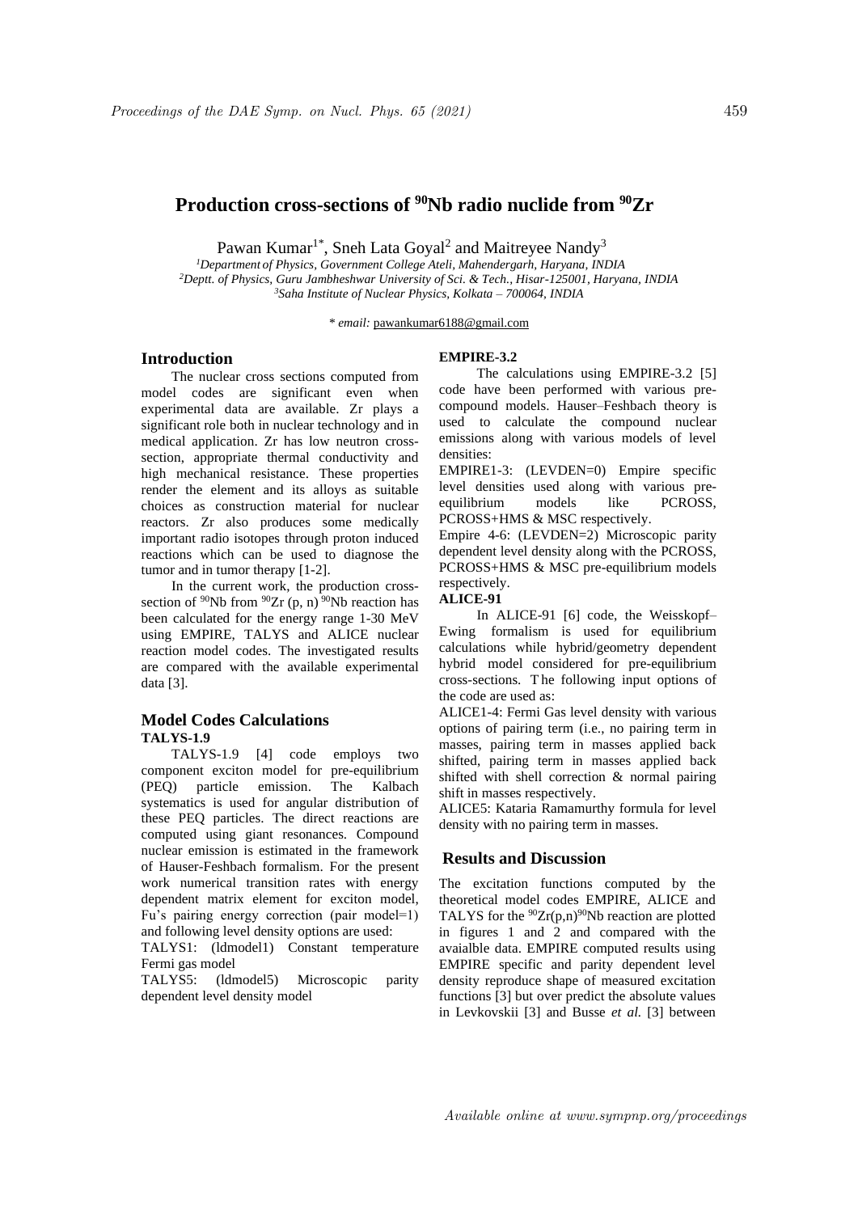# Production cross-sections of $^{90}$Nb radio nuclide from $^{90}$Zr

Pawan Kumar[1*], Sneh Lata Goyal[2] and Maitreyee Nandy[3]

[1]*Department of Physics, Government College Ateli, Mahendergarh, Haryana, INDIA*
[2]*Deptt. of Physics, Guru Jambheshwar University of Sci. & Tech., Hisar-125001, Haryana, INDIA*
[3]*Saha Institute of Nuclear Physics, Kolkata – 700064, INDIA*

\* *email:* pawankumar6188@gmail.com

## Introduction

The nuclear cross sections computed from model codes are significant even when experimental data are available. Zr plays a significant role both in nuclear technology and in medical application. Zr has low neutron cross-section, appropriate thermal conductivity and high mechanical resistance. These properties render the element and its alloys as suitable choices as construction material for nuclear reactors. Zr also produces some medically important radio isotopes through proton induced reactions which can be used to diagnose the tumor and in tumor therapy [1-2].

In the current work, the production cross-section of $^{90}$Nb from $^{90}$Zr (p, n) $^{90}$Nb reaction has been calculated for the energy range 1-30 MeV using EMPIRE, TALYS and ALICE nuclear reaction model codes. The investigated results are compared with the available experimental data [3].

## Model Codes Calculations

### TALYS-1.9

TALYS-1.9 [4] code employs two component exciton model for pre-equilibrium (PEQ) particle emission. The Kalbach systematics is used for angular distribution of these PEQ particles. The direct reactions are computed using giant resonances. Compound nuclear emission is estimated in the framework of Hauser-Feshbach formalism. For the present work numerical transition rates with energy dependent matrix element for exciton model, Fu's pairing energy correction (pair model=1) and following level density options are used:

TALYS1: (ldmodel1) Constant temperature Fermi gas model

TALYS5: (ldmodel5) Microscopic parity dependent level density model

### EMPIRE-3.2

The calculations using EMPIRE-3.2 [5] code have been performed with various pre-compound models. Hauser–Feshbach theory is used to calculate the compound nuclear emissions along with various models of level densities:

EMPIRE1-3: (LEVDEN=0) Empire specific level densities used along with various pre-equilibrium models like PCROSS, PCROSS+HMS & MSC respectively.

Empire 4-6: (LEVDEN=2) Microscopic parity dependent level density along with the PCROSS, PCROSS+HMS & MSC pre-equilibrium models respectively.

### ALICE-91

In ALICE-91 [6] code, the Weisskopf–Ewing formalism is used for equilibrium calculations while hybrid/geometry dependent hybrid model considered for pre-equilibrium cross-sections. The following input options of the code are used as:

ALICE1-4: Fermi Gas level density with various options of pairing term (i.e., no pairing term in masses, pairing term in masses applied back shifted, pairing term in masses applied back shifted with shell correction & normal pairing shift in masses respectively.

ALICE5: Kataria Ramamurthy formula for level density with no pairing term in masses.

## Results and Discussion

The excitation functions computed by the theoretical model codes EMPIRE, ALICE and TALYS for the $^{90}$Zr(p,n)$^{90}$Nb reaction are plotted in figures 1 and 2 and compared with the avaialble data. EMPIRE computed results using EMPIRE specific and parity dependent level density reproduce shape of measured excitation functions [3] but over predict the absolute values in Levkovskii [3] and Busse *et al.* [3] between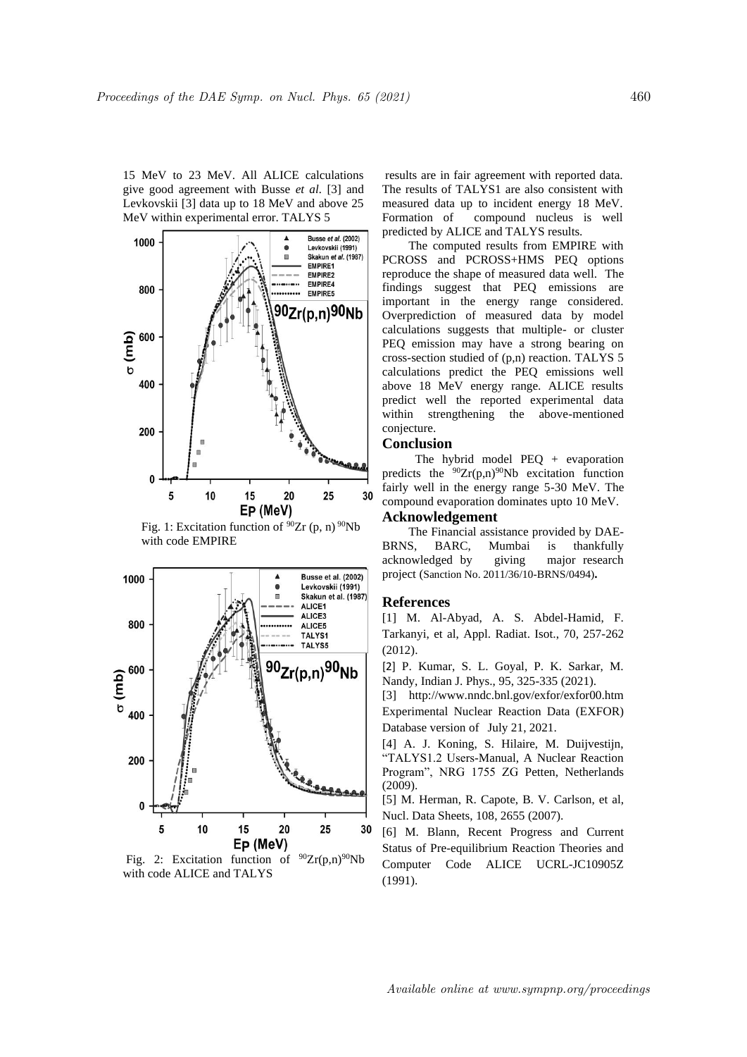15 MeV to 23 MeV. All ALICE calculations give good agreement with Busse *et al.* [3] and Levkovskii [3] data up to 18 MeV and above 25 MeV within experimental error. TALYS 5

Busse *et al.* (2002)
Levkovskii (1991)
Skakun *et al.* (1987)
EMPIRE1
EMPIRE2
EMPIRE4
EMPIRE5
$^{90}Zr(p,n)^{90}Nb$
1000
800
600
400
200
0
σ (mb)
5 10 15 20 25 30
EP (MeV)

Fig. 1: Excitation function of $^{90}$Zr (p, n) $^{90}$Nb with code EMPIRE

Busse et al. (2002)
Levkovskii (1991)
Skakun et al. (1987)
ALICE1
ALICE3
ALICE5
TALYS1
TALYS5
$^{90}Zr(p,n)^{90}Nb$
1000
800
600
400
200
0
σ (mb)
5 10 15 20 25 30
Ep (MeV)

Fig. 2: Excitation function of $^{90}$Zr(p,n)$^{90}$Nb with code ALICE and TALYS

results are in fair agreement with reported data. The results of TALYS1 are also consistent with measured data up to incident energy 18 MeV. Formation of compound nucleus is well predicted by ALICE and TALYS results.

The computed results from EMPIRE with PCROSS and PCROSS+HMS PEQ options reproduce the shape of measured data well. The findings suggest that PEQ emissions are important in the energy range considered. Overprediction of measured data by model calculations suggests that multiple- or cluster PEQ emission may have a strong bearing on cross-section studied of (p,n) reaction. TALYS 5 calculations predict the PEQ emissions well above 18 MeV energy range. ALICE results predict well the reported experimental data within strengthening the above-mentioned conjecture.

## Conclusion

The hybrid model PEQ + evaporation predicts the $^{90}$Zr(p,n)$^{90}$Nb excitation function fairly well in the energy range 5-30 MeV. The compound evaporation dominates upto 10 MeV.

## Acknowledgement

The Financial assistance provided by DAE-BRNS, BARC, Mumbai is thankfully acknowledged by giving major research project (Sanction No. 2011/36/10-BRNS/0494).

## References

[1] M. Al-Abyad, A. S. Abdel-Hamid, F. Tarkanyi, et al, Appl. Radiat. Isot., 70, 257-262 (2012).

[2] P. Kumar, S. L. Goyal, P. K. Sarkar, M. Nandy, Indian J. Phys., 95, 325-335 (2021).

[3] http://www.nndc.bnl.gov/exfor/exfor00.htm Experimental Nuclear Reaction Data (EXFOR) Database version of July 21, 2021.

[4] A. J. Koning, S. Hilaire, M. Duijvestijn, "TALYS1.2 Users-Manual, A Nuclear Reaction Program", NRG 1755 ZG Petten, Netherlands (2009).

[5] M. Herman, R. Capote, B. V. Carlson, et al, Nucl. Data Sheets, 108, 2655 (2007).

[6] M. Blann, Recent Progress and Current Status of Pre-equilibrium Reaction Theories and Computer Code ALICE UCRL-JC10905Z (1991).